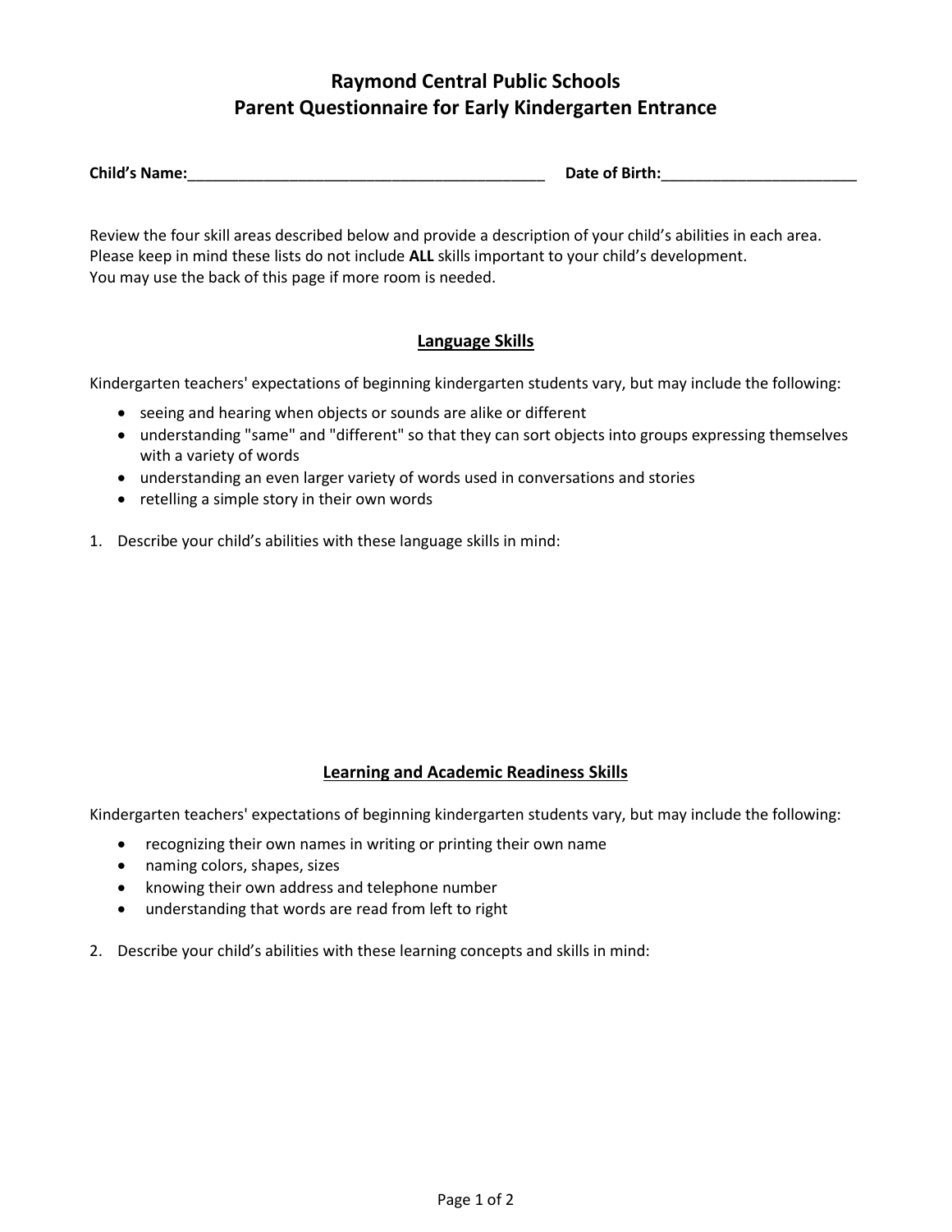# Raymond Central Public Schools
# Parent Questionnaire for Early Kindergarten Entrance

**Child's Name:**___________________________________________ **Date of Birth:**_______________________

Review the four skill areas described below and provide a description of your child's abilities in each area. Please keep in mind these lists do not include **ALL** skills important to your child's development. You may use the back of this page if more room is needed.

## Language Skills

Kindergarten teachers' expectations of beginning kindergarten students vary, but may include the following:

- seeing and hearing when objects or sounds are alike or different
- understanding "same" and "different" so that they can sort objects into groups expressing themselves with a variety of words
- understanding an even larger variety of words used in conversations and stories
- retelling a simple story in their own words

1. Describe your child's abilities with these language skills in mind:

## Learning and Academic Readiness Skills

Kindergarten teachers' expectations of beginning kindergarten students vary, but may include the following:

- recognizing their own names in writing or printing their own name
- naming colors, shapes, sizes
- knowing their own address and telephone number
- understanding that words are read from left to right

2. Describe your child's abilities with these learning concepts and skills in mind: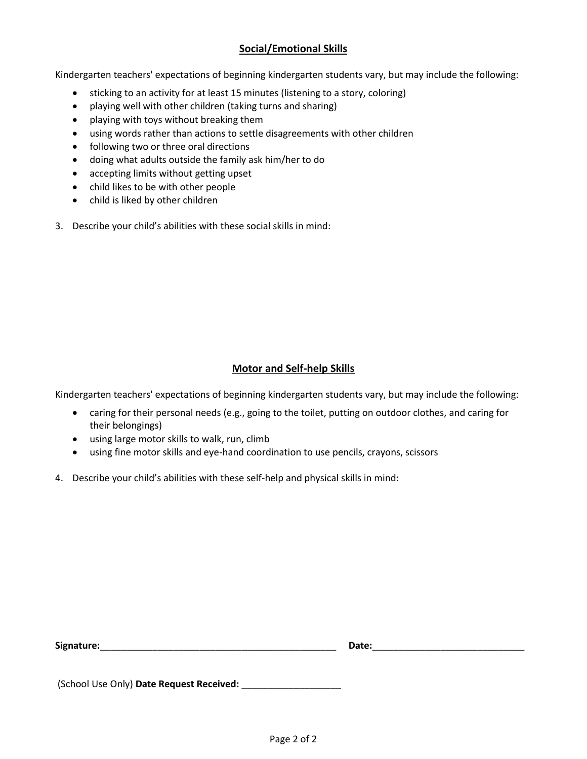## <u>Social/Emotional Skills</u>

Kindergarten teachers' expectations of beginning kindergarten students vary, but may include the following:

- sticking to an activity for at least 15 minutes (listening to a story, coloring)
- playing well with other children (taking turns and sharing)
- playing with toys without breaking them
- using words rather than actions to settle disagreements with other children
- following two or three oral directions
- doing what adults outside the family ask him/her to do
- accepting limits without getting upset
- child likes to be with other people
- child is liked by other children

3. Describe your child's abilities with these social skills in mind:

## <u>Motor and Self-help Skills</u>

Kindergarten teachers' expectations of beginning kindergarten students vary, but may include the following:

- caring for their personal needs (e.g., going to the toilet, putting on outdoor clothes, and caring for their belongings)
- using large motor skills to walk, run, climb
- using fine motor skills and eye-hand coordination to use pencils, crayons, scissors

4. Describe your child's abilities with these self-help and physical skills in mind:

**Signature:**_______________________________________________ **Date:**_____________________________

(School Use Only) **Date Request Received:** ___________________